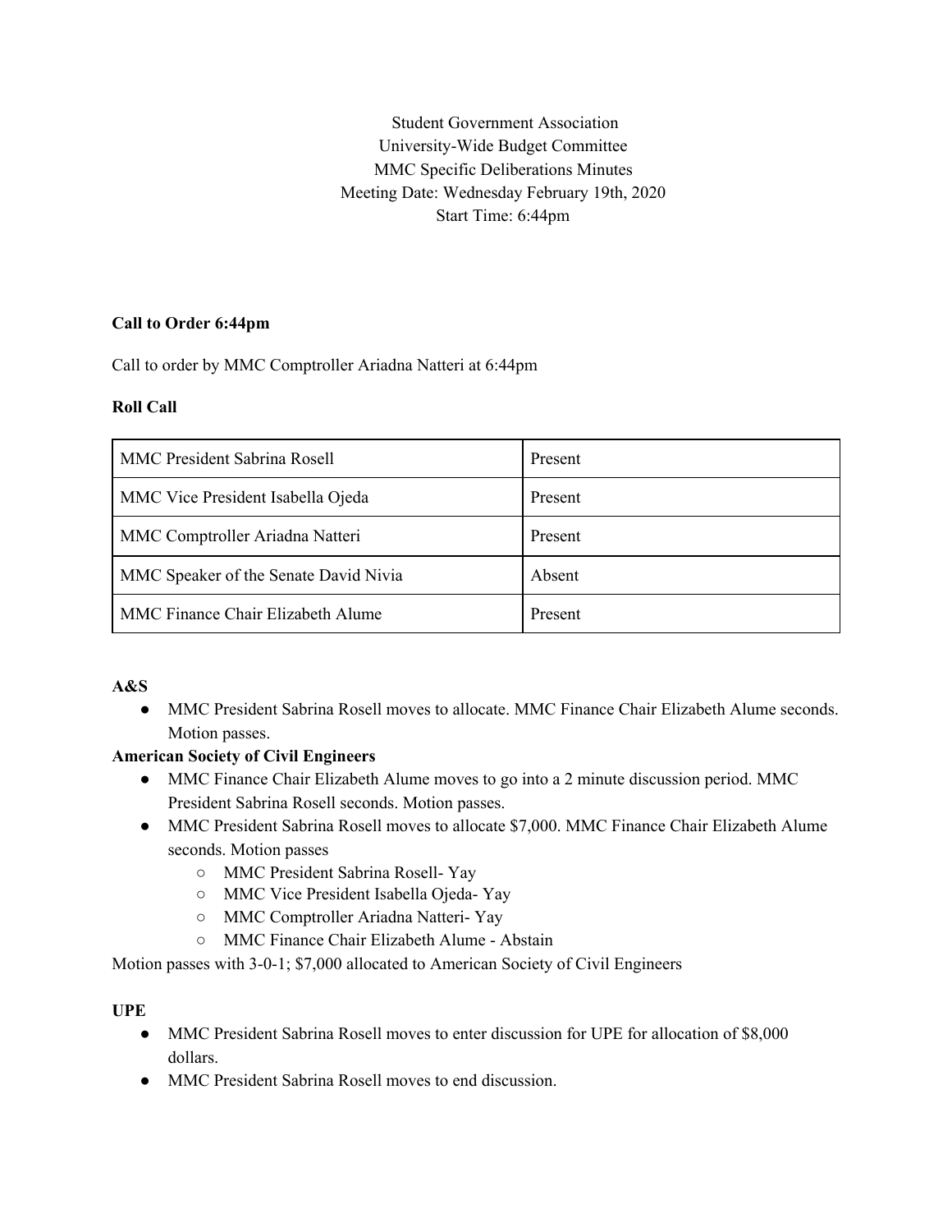Student Government Association
University-Wide Budget Committee
MMC Specific Deliberations Minutes
Meeting Date: Wednesday February 19th, 2020
Start Time: 6:44pm

**Call to Order 6:44pm**

Call to order by MMC Comptroller Ariadna Natteri at 6:44pm

**Roll Call**

| | |
|---|---|
| MMC President Sabrina Rosell | Present |
| MMC Vice President Isabella Ojeda | Present |
| MMC Comptroller Ariadna Natteri | Present |
| MMC Speaker of the Senate David Nivia | Absent |
| MMC Finance Chair Elizabeth Alume | Present |

**A&S**

- MMC President Sabrina Rosell moves to allocate. MMC Finance Chair Elizabeth Alume seconds. Motion passes.

**American Society of Civil Engineers**

- MMC Finance Chair Elizabeth Alume moves to go into a 2 minute discussion period. MMC President Sabrina Rosell seconds. Motion passes.
- MMC President Sabrina Rosell moves to allocate $7,000. MMC Finance Chair Elizabeth Alume seconds. Motion passes
  - MMC President Sabrina Rosell- Yay
  - MMC Vice President Isabella Ojeda- Yay
  - MMC Comptroller Ariadna Natteri- Yay
  - MMC Finance Chair Elizabeth Alume - Abstain

Motion passes with 3-0-1; $7,000 allocated to American Society of Civil Engineers

**UPE**

- MMC President Sabrina Rosell moves to enter discussion for UPE for allocation of $8,000 dollars.
- MMC President Sabrina Rosell moves to end discussion.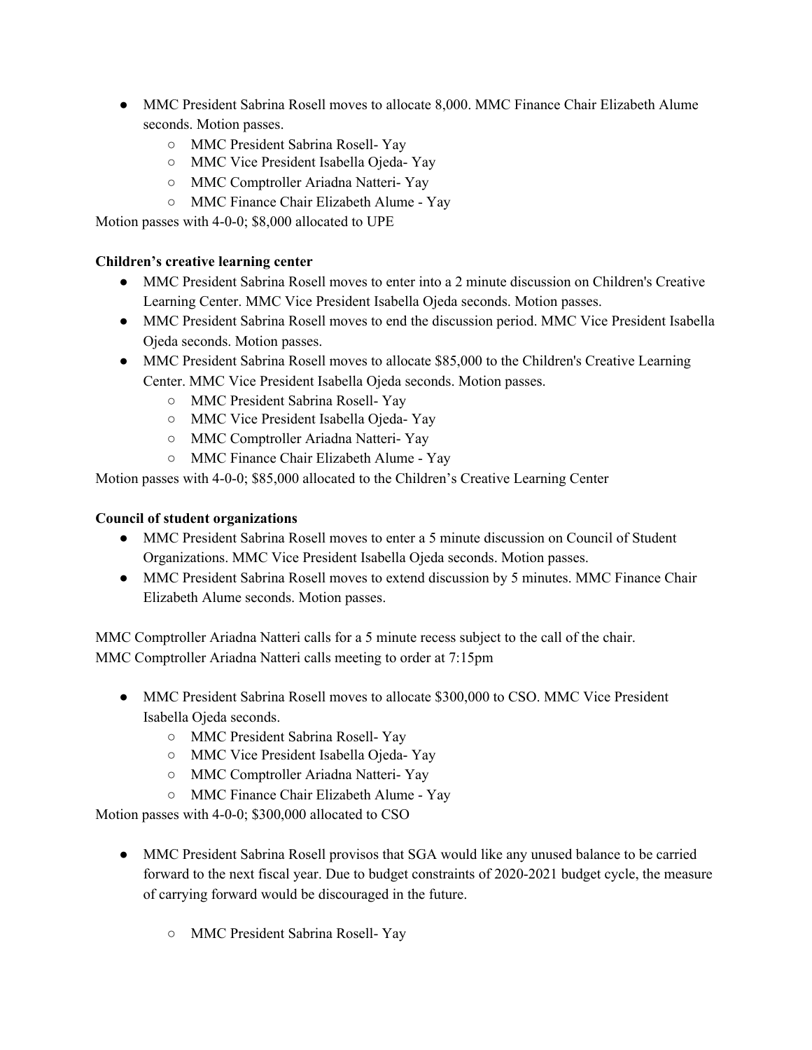- MMC President Sabrina Rosell moves to allocate 8,000. MMC Finance Chair Elizabeth Alume seconds. Motion passes.
  - MMC President Sabrina Rosell- Yay
  - MMC Vice President Isabella Ojeda- Yay
  - MMC Comptroller Ariadna Natteri- Yay
  - MMC Finance Chair Elizabeth Alume - Yay

Motion passes with 4-0-0; $8,000 allocated to UPE

**Children's creative learning center**

- MMC President Sabrina Rosell moves to enter into a 2 minute discussion on Children's Creative Learning Center. MMC Vice President Isabella Ojeda seconds. Motion passes.
- MMC President Sabrina Rosell moves to end the discussion period. MMC Vice President Isabella Ojeda seconds. Motion passes.
- MMC President Sabrina Rosell moves to allocate $85,000 to the Children's Creative Learning Center. MMC Vice President Isabella Ojeda seconds. Motion passes.
  - MMC President Sabrina Rosell- Yay
  - MMC Vice President Isabella Ojeda- Yay
  - MMC Comptroller Ariadna Natteri- Yay
  - MMC Finance Chair Elizabeth Alume - Yay

Motion passes with 4-0-0; $85,000 allocated to the Children's Creative Learning Center

**Council of student organizations**

- MMC President Sabrina Rosell moves to enter a 5 minute discussion on Council of Student Organizations. MMC Vice President Isabella Ojeda seconds. Motion passes.
- MMC President Sabrina Rosell moves to extend discussion by 5 minutes. MMC Finance Chair Elizabeth Alume seconds. Motion passes.

MMC Comptroller Ariadna Natteri calls for a 5 minute recess subject to the call of the chair.
MMC Comptroller Ariadna Natteri calls meeting to order at 7:15pm

- MMC President Sabrina Rosell moves to allocate $300,000 to CSO. MMC Vice President Isabella Ojeda seconds.
  - MMC President Sabrina Rosell- Yay
  - MMC Vice President Isabella Ojeda- Yay
  - MMC Comptroller Ariadna Natteri- Yay
  - MMC Finance Chair Elizabeth Alume - Yay

Motion passes with 4-0-0; $300,000 allocated to CSO

- MMC President Sabrina Rosell provisos that SGA would like any unused balance to be carried forward to the next fiscal year. Due to budget constraints of 2020-2021 budget cycle, the measure of carrying forward would be discouraged in the future.
  - MMC President Sabrina Rosell- Yay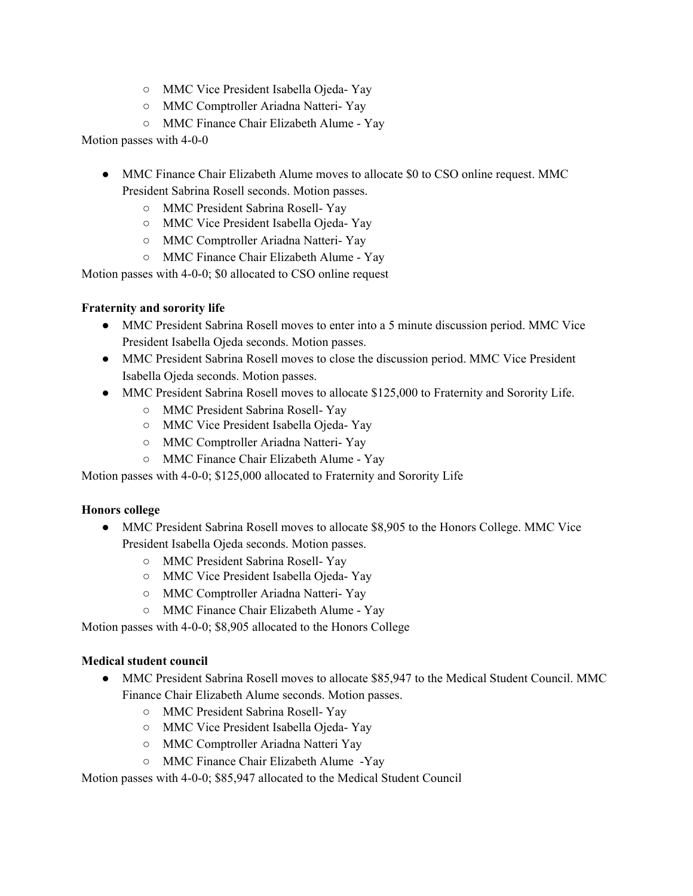- MMC Vice President Isabella Ojeda- Yay
  - MMC Comptroller Ariadna Natteri- Yay
  - MMC Finance Chair Elizabeth Alume - Yay

Motion passes with 4-0-0

- MMC Finance Chair Elizabeth Alume moves to allocate $0 to CSO online request. MMC President Sabrina Rosell seconds. Motion passes.
  - MMC President Sabrina Rosell- Yay
  - MMC Vice President Isabella Ojeda- Yay
  - MMC Comptroller Ariadna Natteri- Yay
  - MMC Finance Chair Elizabeth Alume - Yay

Motion passes with 4-0-0; $0 allocated to CSO online request

**Fraternity and sorority life**

- MMC President Sabrina Rosell moves to enter into a 5 minute discussion period. MMC Vice President Isabella Ojeda seconds. Motion passes.
- MMC President Sabrina Rosell moves to close the discussion period. MMC Vice President Isabella Ojeda seconds. Motion passes.
- MMC President Sabrina Rosell moves to allocate $125,000 to Fraternity and Sorority Life.
  - MMC President Sabrina Rosell- Yay
  - MMC Vice President Isabella Ojeda- Yay
  - MMC Comptroller Ariadna Natteri- Yay
  - MMC Finance Chair Elizabeth Alume - Yay

Motion passes with 4-0-0; $125,000 allocated to Fraternity and Sorority Life

**Honors college**

- MMC President Sabrina Rosell moves to allocate $8,905 to the Honors College. MMC Vice President Isabella Ojeda seconds. Motion passes.
  - MMC President Sabrina Rosell- Yay
  - MMC Vice President Isabella Ojeda- Yay
  - MMC Comptroller Ariadna Natteri- Yay
  - MMC Finance Chair Elizabeth Alume - Yay

Motion passes with 4-0-0; $8,905 allocated to the Honors College

**Medical student council**

- MMC President Sabrina Rosell moves to allocate $85,947 to the Medical Student Council. MMC Finance Chair Elizabeth Alume seconds. Motion passes.
  - MMC President Sabrina Rosell- Yay
  - MMC Vice President Isabella Ojeda- Yay
  - MMC Comptroller Ariadna Natteri Yay
  - MMC Finance Chair Elizabeth Alume -Yay

Motion passes with 4-0-0; $85,947 allocated to the Medical Student Council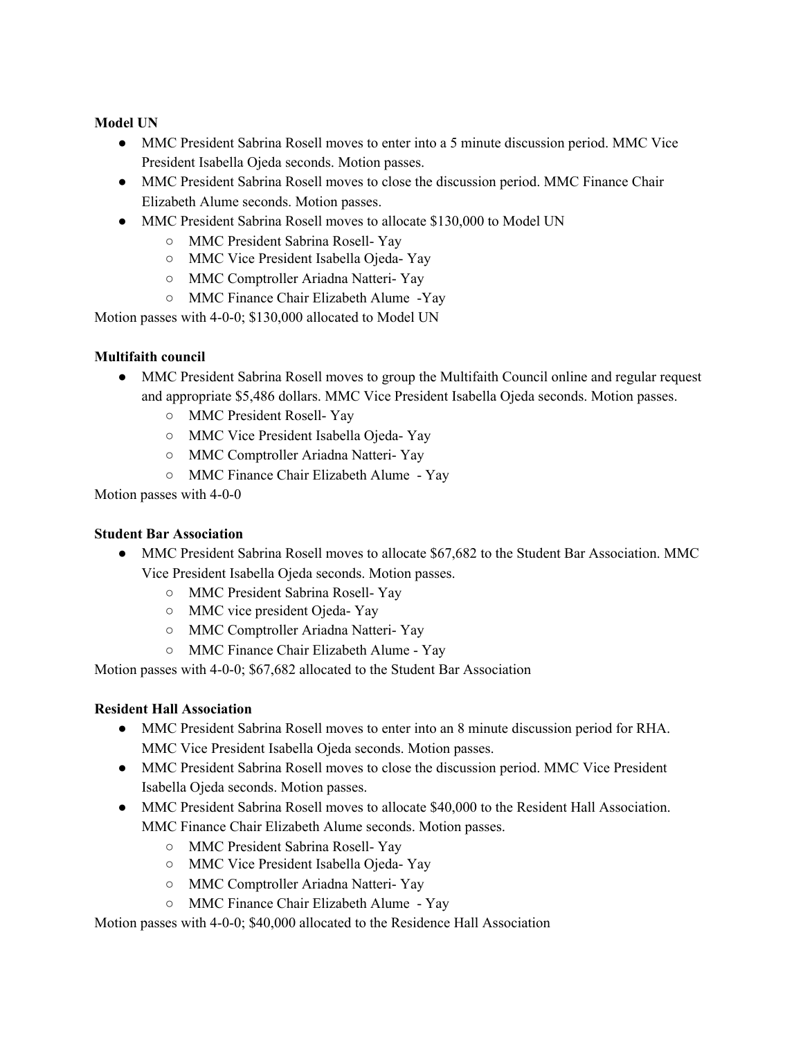**Model UN**

- MMC President Sabrina Rosell moves to enter into a 5 minute discussion period. MMC Vice President Isabella Ojeda seconds. Motion passes.
- MMC President Sabrina Rosell moves to close the discussion period. MMC Finance Chair Elizabeth Alume seconds. Motion passes.
- MMC President Sabrina Rosell moves to allocate $130,000 to Model UN
  - MMC President Sabrina Rosell- Yay
  - MMC Vice President Isabella Ojeda- Yay
  - MMC Comptroller Ariadna Natteri- Yay
  - MMC Finance Chair Elizabeth Alume -Yay

Motion passes with 4-0-0; $130,000 allocated to Model UN

**Multifaith council**

- MMC President Sabrina Rosell moves to group the Multifaith Council online and regular request and appropriate $5,486 dollars. MMC Vice President Isabella Ojeda seconds. Motion passes.
  - MMC President Rosell- Yay
  - MMC Vice President Isabella Ojeda- Yay
  - MMC Comptroller Ariadna Natteri- Yay
  - MMC Finance Chair Elizabeth Alume - Yay

Motion passes with 4-0-0

**Student Bar Association**

- MMC President Sabrina Rosell moves to allocate $67,682 to the Student Bar Association. MMC Vice President Isabella Ojeda seconds. Motion passes.
  - MMC President Sabrina Rosell- Yay
  - MMC vice president Ojeda- Yay
  - MMC Comptroller Ariadna Natteri- Yay
  - MMC Finance Chair Elizabeth Alume - Yay

Motion passes with 4-0-0; $67,682 allocated to the Student Bar Association

**Resident Hall Association**

- MMC President Sabrina Rosell moves to enter into an 8 minute discussion period for RHA. MMC Vice President Isabella Ojeda seconds. Motion passes.
- MMC President Sabrina Rosell moves to close the discussion period. MMC Vice President Isabella Ojeda seconds. Motion passes.
- MMC President Sabrina Rosell moves to allocate $40,000 to the Resident Hall Association. MMC Finance Chair Elizabeth Alume seconds. Motion passes.
  - MMC President Sabrina Rosell- Yay
  - MMC Vice President Isabella Ojeda- Yay
  - MMC Comptroller Ariadna Natteri- Yay
  - MMC Finance Chair Elizabeth Alume - Yay

Motion passes with 4-0-0; $40,000 allocated to the Residence Hall Association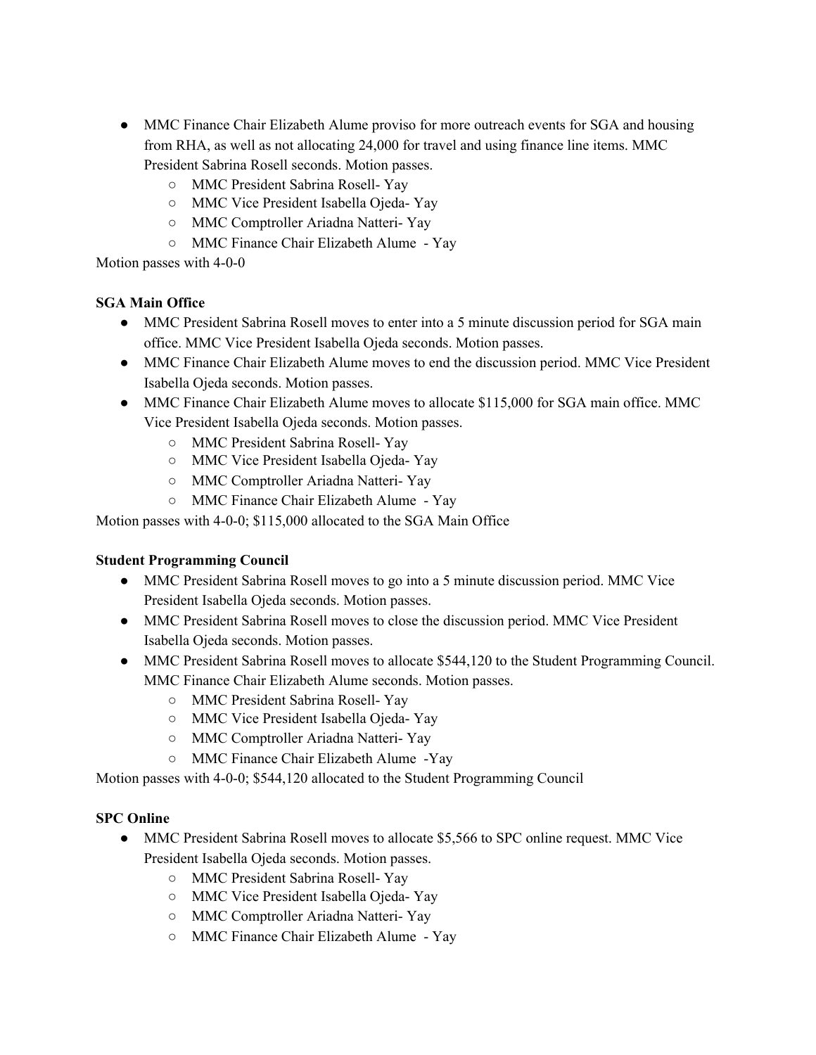- MMC Finance Chair Elizabeth Alume proviso for more outreach events for SGA and housing from RHA, as well as not allocating 24,000 for travel and using finance line items. MMC President Sabrina Rosell seconds. Motion passes.
    - MMC President Sabrina Rosell- Yay
    - MMC Vice President Isabella Ojeda- Yay
    - MMC Comptroller Ariadna Natteri- Yay
    - MMC Finance Chair Elizabeth Alume - Yay

Motion passes with 4-0-0

**SGA Main Office**

- MMC President Sabrina Rosell moves to enter into a 5 minute discussion period for SGA main office. MMC Vice President Isabella Ojeda seconds. Motion passes.
- MMC Finance Chair Elizabeth Alume moves to end the discussion period. MMC Vice President Isabella Ojeda seconds. Motion passes.
- MMC Finance Chair Elizabeth Alume moves to allocate $115,000 for SGA main office. MMC Vice President Isabella Ojeda seconds. Motion passes.
    - MMC President Sabrina Rosell- Yay
    - MMC Vice President Isabella Ojeda- Yay
    - MMC Comptroller Ariadna Natteri- Yay
    - MMC Finance Chair Elizabeth Alume - Yay

Motion passes with 4-0-0; $115,000 allocated to the SGA Main Office

**Student Programming Council**

- MMC President Sabrina Rosell moves to go into a 5 minute discussion period. MMC Vice President Isabella Ojeda seconds. Motion passes.
- MMC President Sabrina Rosell moves to close the discussion period. MMC Vice President Isabella Ojeda seconds. Motion passes.
- MMC President Sabrina Rosell moves to allocate $544,120 to the Student Programming Council. MMC Finance Chair Elizabeth Alume seconds. Motion passes.
    - MMC President Sabrina Rosell- Yay
    - MMC Vice President Isabella Ojeda- Yay
    - MMC Comptroller Ariadna Natteri- Yay
    - MMC Finance Chair Elizabeth Alume -Yay

Motion passes with 4-0-0; $544,120 allocated to the Student Programming Council

**SPC Online**

- MMC President Sabrina Rosell moves to allocate $5,566 to SPC online request. MMC Vice President Isabella Ojeda seconds. Motion passes.
    - MMC President Sabrina Rosell- Yay
    - MMC Vice President Isabella Ojeda- Yay
    - MMC Comptroller Ariadna Natteri- Yay
    - MMC Finance Chair Elizabeth Alume - Yay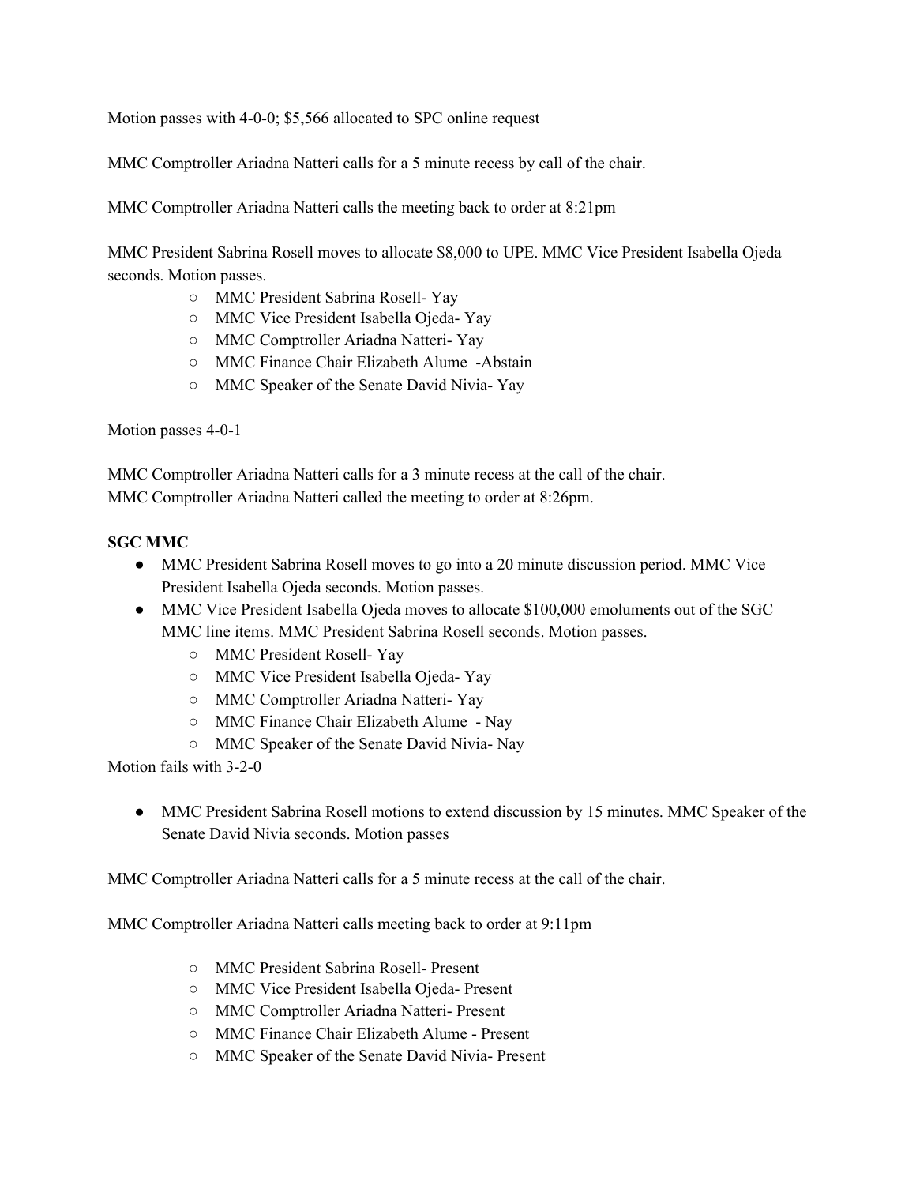Motion passes with 4-0-0; $5,566 allocated to SPC online request

MMC Comptroller Ariadna Natteri calls for a 5 minute recess by call of the chair.

MMC Comptroller Ariadna Natteri calls the meeting back to order at 8:21pm

MMC President Sabrina Rosell moves to allocate $8,000 to UPE. MMC Vice President Isabella Ojeda seconds. Motion passes.

- MMC President Sabrina Rosell- Yay
- MMC Vice President Isabella Ojeda- Yay
- MMC Comptroller Ariadna Natteri- Yay
- MMC Finance Chair Elizabeth Alume -Abstain
- MMC Speaker of the Senate David Nivia- Yay

Motion passes 4-0-1

MMC Comptroller Ariadna Natteri calls for a 3 minute recess at the call of the chair.
MMC Comptroller Ariadna Natteri called the meeting to order at 8:26pm.

**SGC MMC**

- MMC President Sabrina Rosell moves to go into a 20 minute discussion period. MMC Vice President Isabella Ojeda seconds. Motion passes.
- MMC Vice President Isabella Ojeda moves to allocate $100,000 emoluments out of the SGC MMC line items. MMC President Sabrina Rosell seconds. Motion passes.
  - MMC President Rosell- Yay
  - MMC Vice President Isabella Ojeda- Yay
  - MMC Comptroller Ariadna Natteri- Yay
  - MMC Finance Chair Elizabeth Alume - Nay
  - MMC Speaker of the Senate David Nivia- Nay

Motion fails with 3-2-0

- MMC President Sabrina Rosell motions to extend discussion by 15 minutes. MMC Speaker of the Senate David Nivia seconds. Motion passes

MMC Comptroller Ariadna Natteri calls for a 5 minute recess at the call of the chair.

MMC Comptroller Ariadna Natteri calls meeting back to order at 9:11pm

- MMC President Sabrina Rosell- Present
- MMC Vice President Isabella Ojeda- Present
- MMC Comptroller Ariadna Natteri- Present
- MMC Finance Chair Elizabeth Alume - Present
- MMC Speaker of the Senate David Nivia- Present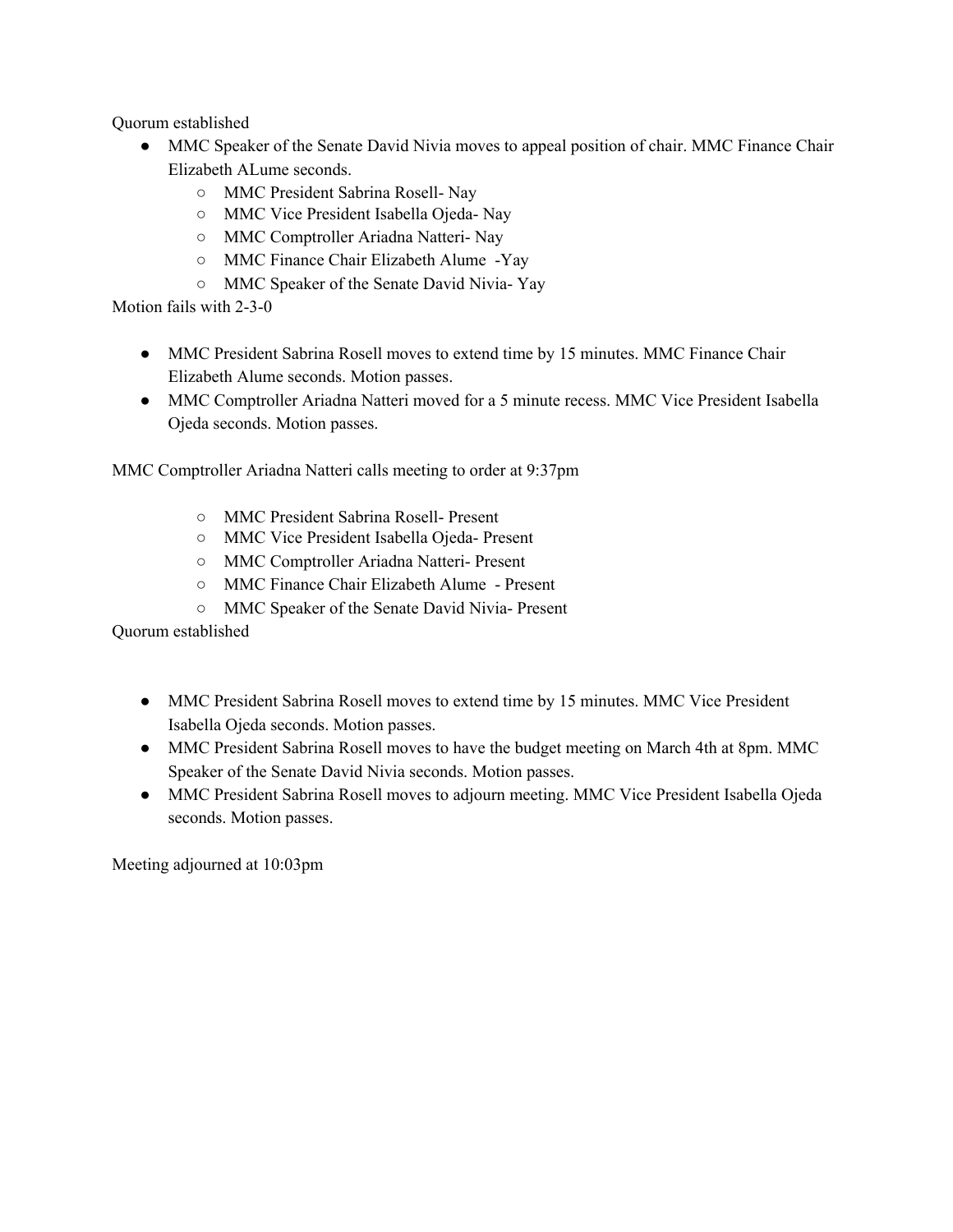Quorum established

- MMC Speaker of the Senate David Nivia moves to appeal position of chair. MMC Finance Chair Elizabeth ALume seconds.
    - MMC President Sabrina Rosell- Nay
    - MMC Vice President Isabella Ojeda- Nay
    - MMC Comptroller Ariadna Natteri- Nay
    - MMC Finance Chair Elizabeth Alume -Yay
    - MMC Speaker of the Senate David Nivia- Yay

Motion fails with 2-3-0

- MMC President Sabrina Rosell moves to extend time by 15 minutes. MMC Finance Chair Elizabeth Alume seconds. Motion passes.
- MMC Comptroller Ariadna Natteri moved for a 5 minute recess. MMC Vice President Isabella Ojeda seconds. Motion passes.

MMC Comptroller Ariadna Natteri calls meeting to order at 9:37pm

- MMC President Sabrina Rosell- Present
- MMC Vice President Isabella Ojeda- Present
- MMC Comptroller Ariadna Natteri- Present
- MMC Finance Chair Elizabeth Alume - Present
- MMC Speaker of the Senate David Nivia- Present

Quorum established

- MMC President Sabrina Rosell moves to extend time by 15 minutes. MMC Vice President Isabella Ojeda seconds. Motion passes.
- MMC President Sabrina Rosell moves to have the budget meeting on March 4th at 8pm. MMC Speaker of the Senate David Nivia seconds. Motion passes.
- MMC President Sabrina Rosell moves to adjourn meeting. MMC Vice President Isabella Ojeda seconds. Motion passes.

Meeting adjourned at 10:03pm